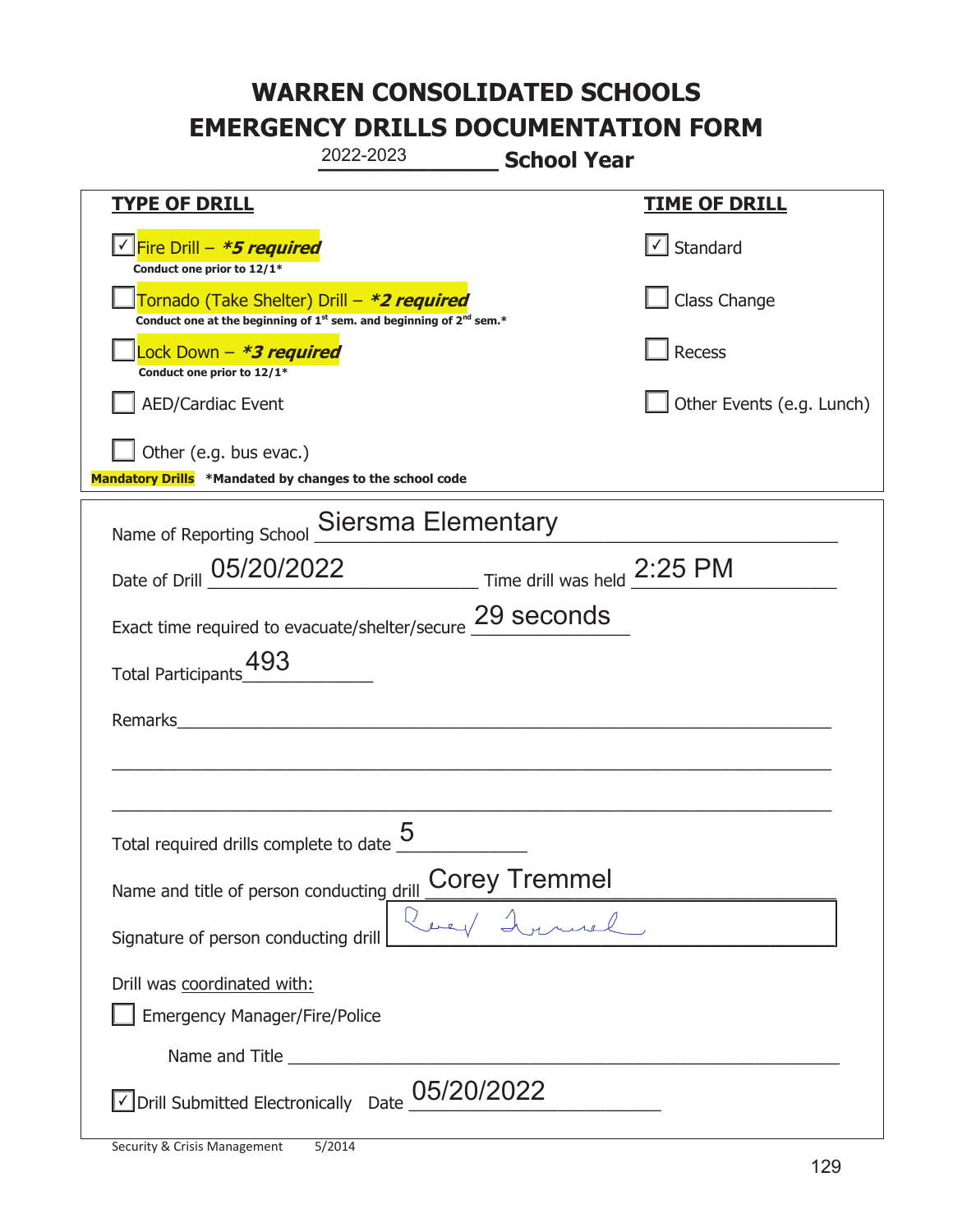# WARREN CONSOLIDATED SCHOOLS
# EMERGENCY DRILLS DOCUMENTATION FORM

2022-2023 **School Year**

| **TYPE OF DRILL** | **TIME OF DRILL** |
|---|---|
| ☑ Fire Drill – ***5 required*** <br> **Conduct one prior to 12/1*** | ☑ Standard |
| ☐ Tornado (Take Shelter) Drill – ***2 required*** <br> **Conduct one at the beginning of 1st sem. and beginning of 2nd sem.*** | ☐ Class Change |
| ☐ Lock Down – ***3 required*** <br> **Conduct one prior to 12/1*** | ☐ Recess |
| ☐ AED/Cardiac Event | ☐ Other Events (e.g. Lunch) |
| ☐ Other (e.g. bus evac.) | |

**Mandatory Drills** ***Mandated by changes to the school code**

Name of Reporting School: Siersma Elementary

Date of Drill: 05/20/2022 Time drill was held: 2:25 PM

Exact time required to evacuate/shelter/secure: 29 seconds

Total Participants: 493

Remarks: ______________________________

Total required drills complete to date: 5

Name and title of person conducting drill: Corey Tremmel

Signature of person conducting drill: Corey Tremmel

Drill was coordinated with:

☐ Emergency Manager/Fire/Police

Name and Title ______________________________

☑ Drill Submitted Electronically Date: 05/20/2022

Security & Crisis Management 5/2014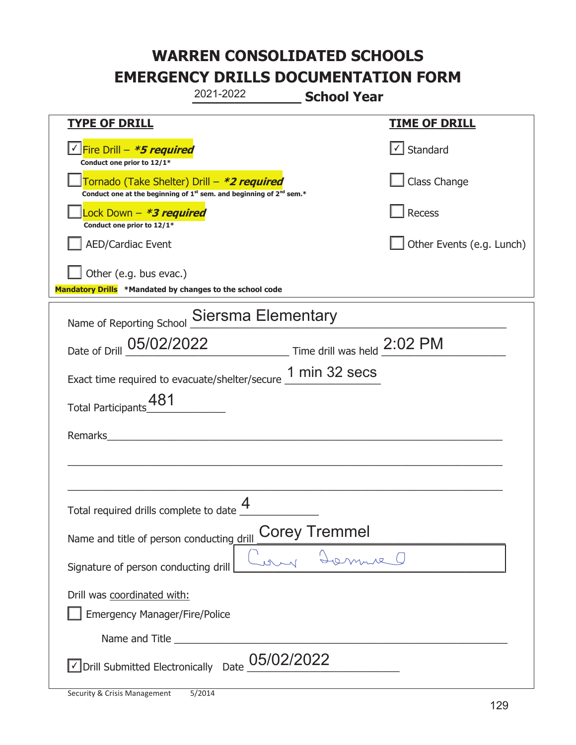# WARREN CONSOLIDATED SCHOOLS
# EMERGENCY DRILLS DOCUMENTATION FORM

2021-2022 **School Year**

| **TYPE OF DRILL** | **TIME OF DRILL** |
|---|---|
| ☑ Fire Drill – ***5 required*** <br> **Conduct one prior to 12/1*** | ☑ Standard |
| ☐ Tornado (Take Shelter) Drill – ***2 required*** <br> **Conduct one at the beginning of 1st sem. and beginning of 2nd sem.*** | ☐ Class Change |
| ☐ Lock Down – ***3 required*** <br> **Conduct one prior to 12/1*** | ☐ Recess |
| ☐ AED/Cardiac Event | ☐ Other Events (e.g. Lunch) |
| ☐ Other (e.g. bus evac.) | |

**Mandatory Drills** ***Mandated by changes to the school code**

Name of Reporting School: Siersma Elementary

Date of Drill: 05/02/2022 Time drill was held: 2:02 PM

Exact time required to evacuate/shelter/secure: 1 min 32 secs

Total Participants: 481

Remarks: ______________________________

Total required drills complete to date: 4

Name and title of person conducting drill: Corey Tremmel

Signature of person conducting drill: [signature]

Drill was coordinated with:

☐ Emergency Manager/Fire/Police

Name and Title ______________________________

☑ Drill Submitted Electronically Date: 05/02/2022

Security & Crisis Management 5/2014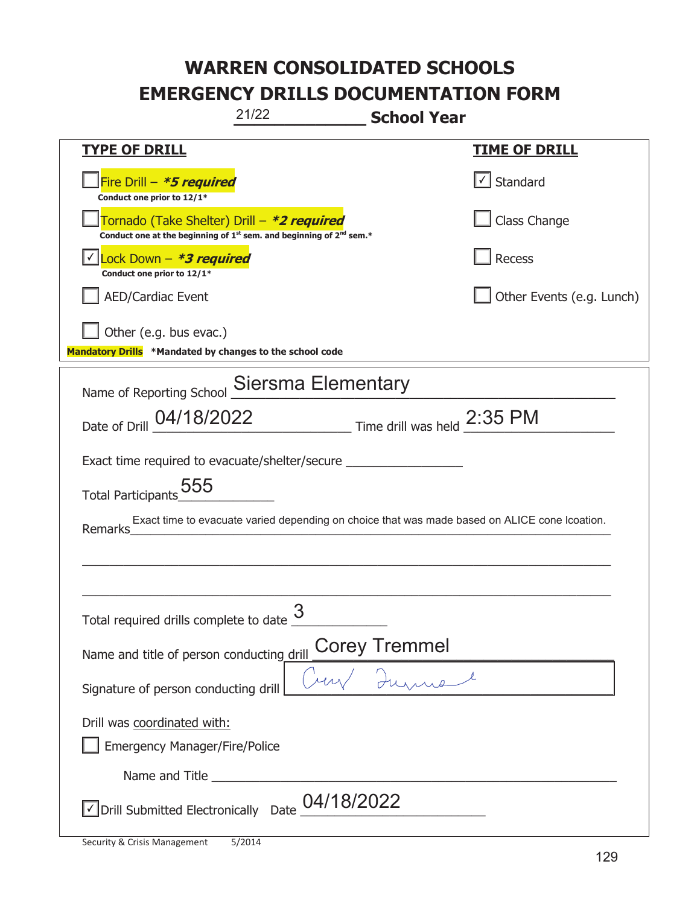# WARREN CONSOLIDATED SCHOOLS
# EMERGENCY DRILLS DOCUMENTATION FORM

21/22 School Year

| TYPE OF DRILL | TIME OF DRILL |
|---|---|
| ☐ Fire Drill – *5 required* <br> Conduct one prior to 12/1* | ☑ Standard |
| ☐ Tornado (Take Shelter) Drill – *2 required* <br> Conduct one at the beginning of 1st sem. and beginning of 2nd sem.* | ☐ Class Change |
| ☑ Lock Down – *3 required* <br> Conduct one prior to 12/1* | ☐ Recess |
| ☐ AED/Cardiac Event | ☐ Other Events (e.g. Lunch) |
| ☐ Other (e.g. bus evac.) | |

**Mandatory Drills** *Mandated by changes to the school code

Name of Reporting School: Siersma Elementary

Date of Drill: 04/18/2022 Time drill was held: 2:35 PM

Exact time required to evacuate/shelter/secure: ____________

Total Participants: 555

Remarks: Exact time to evacuate varied depending on choice that was made based on ALICE cone lcoation.

Total required drills complete to date: 3

Name and title of person conducting drill: Corey Tremmel

Signature of person conducting drill: [signature]

Drill was coordinated with:

☐ Emergency Manager/Fire/Police

Name and Title ____________

☑ Drill Submitted Electronically Date: 04/18/2022

Security & Crisis Management 5/2014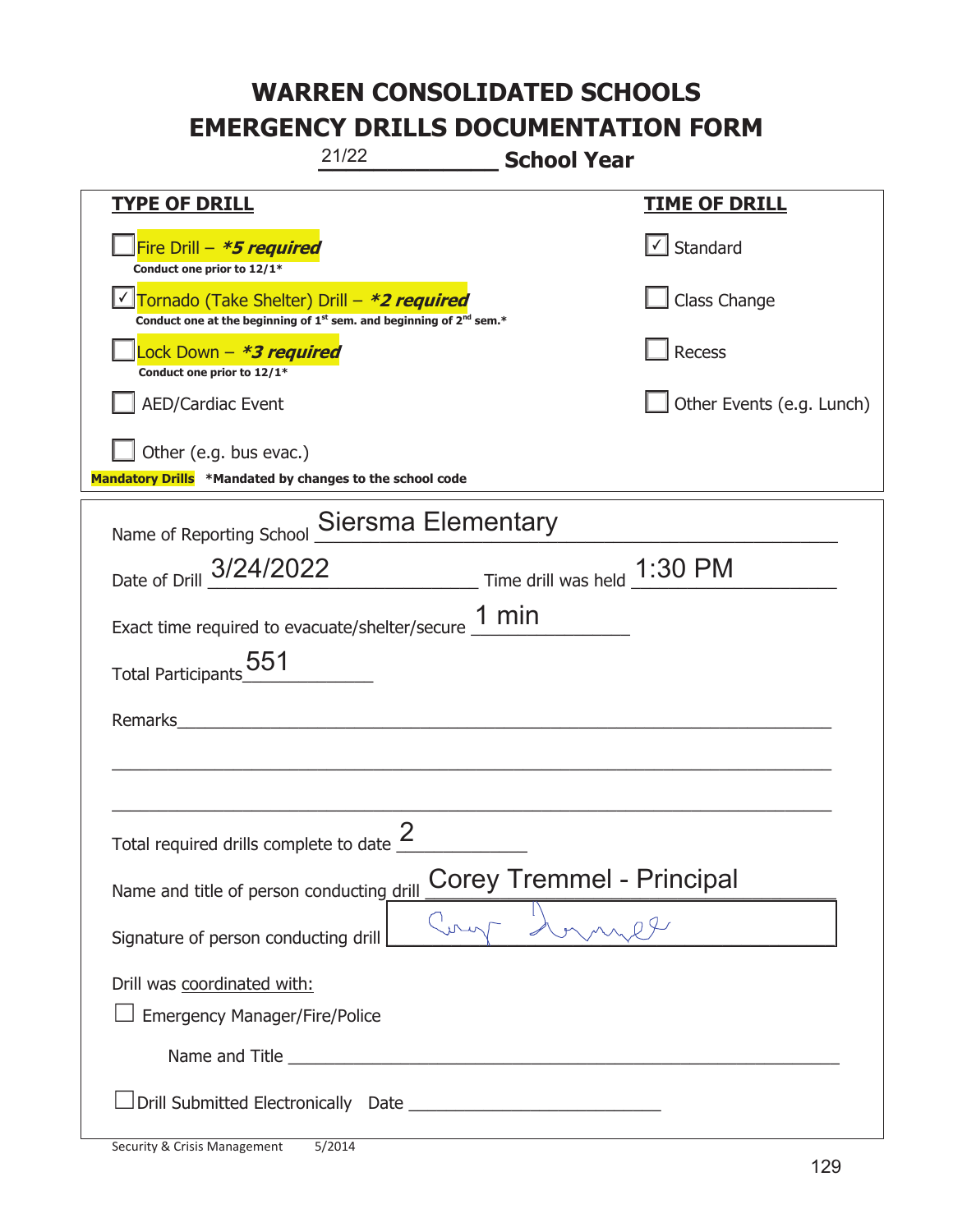# WARREN CONSOLIDATED SCHOOLS
# EMERGENCY DRILLS DOCUMENTATION FORM

21/22 School Year

| **TYPE OF DRILL** | **TIME OF DRILL** |
| --- | --- |
| ☐ Fire Drill – ***5 required*** <br> **Conduct one prior to 12/1*** | ☑ Standard |
| ☑ Tornado (Take Shelter) Drill – ***2 required*** <br> **Conduct one at the beginning of 1st sem. and beginning of 2nd sem.*** | ☐ Class Change |
| ☐ Lock Down – ***3 required*** <br> **Conduct one prior to 12/1*** | ☐ Recess |
| ☐ AED/Cardiac Event | ☐ Other Events (e.g. Lunch) |
| ☐ Other (e.g. bus evac.) | |

**Mandatory Drills** **\*Mandated by changes to the school code**

Name of Reporting School: Siersma Elementary

Date of Drill: 3/24/2022 Time drill was held: 1:30 PM

Exact time required to evacuate/shelter/secure: 1 min

Total Participants: 551

Remarks: ______________________________

Total required drills complete to date: 2

Name and title of person conducting drill: Corey Tremmel - Principal

Signature of person conducting drill: [signature]

Drill was coordinated with:

☐ Emergency Manager/Fire/Police

Name and Title ______________________________

☐ Drill Submitted Electronically Date ______________________________

Security & Crisis Management 5/2014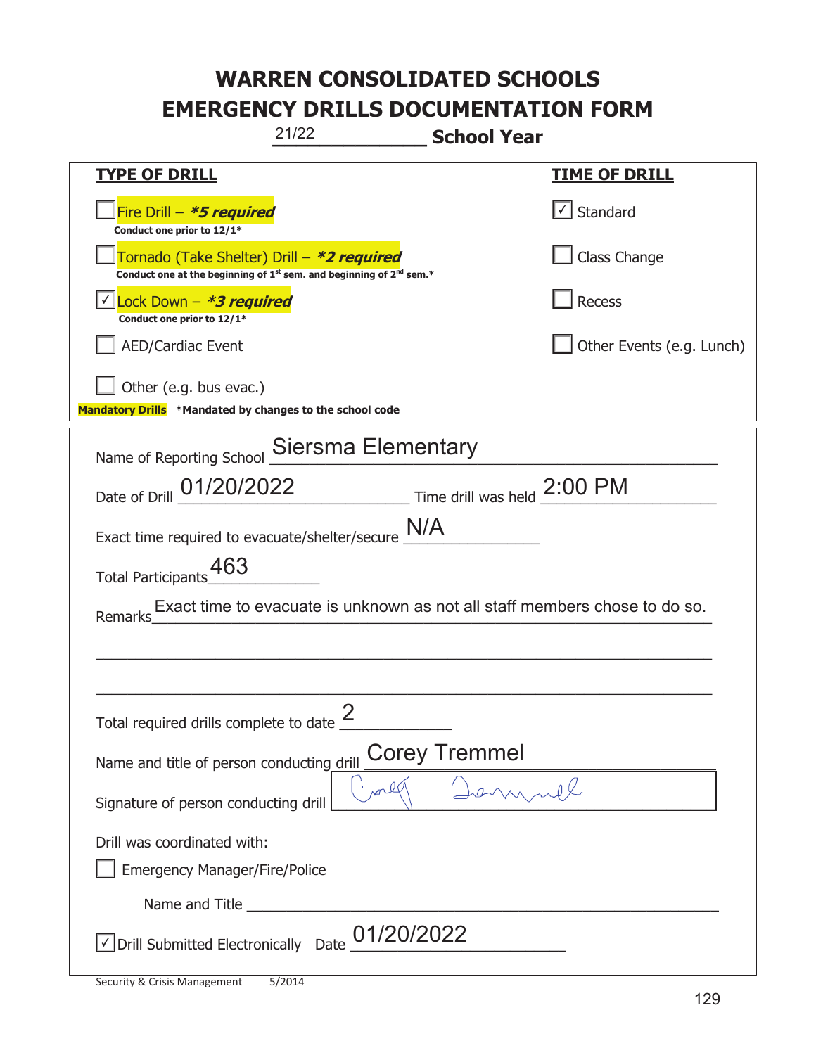# WARREN CONSOLIDATED SCHOOLS
# EMERGENCY DRILLS DOCUMENTATION FORM

21/22 **School Year**

| **TYPE OF DRILL** | **TIME OF DRILL** |
|---|---|
| ☐ Fire Drill – ***5 required*** <br> **Conduct one prior to 12/1*** | ☑ Standard |
| ☐ Tornado (Take Shelter) Drill – ***2 required*** <br> **Conduct one at the beginning of 1st sem. and beginning of 2nd sem.*** | ☐ Class Change |
| ☑ Lock Down – ***3 required*** <br> **Conduct one prior to 12/1*** | ☐ Recess |
| ☐ AED/Cardiac Event | ☐ Other Events (e.g. Lunch) |
| ☐ Other (e.g. bus evac.) | |

**Mandatory Drills** **\*Mandated by changes to the school code**

Name of Reporting School: Siersma Elementary

Date of Drill: 01/20/2022   Time drill was held: 2:00 PM

Exact time required to evacuate/shelter/secure: N/A

Total Participants: 463

Remarks: Exact time to evacuate is unknown as not all staff members chose to do so.

Total required drills complete to date: 2

Name and title of person conducting drill: Corey Tremmel

Signature of person conducting drill: [signature]

Drill was coordinated with:

☐ Emergency Manager/Fire/Police

Name and Title ______________________

☑ Drill Submitted Electronically   Date: 01/20/2022

Security & Crisis Management   5/2014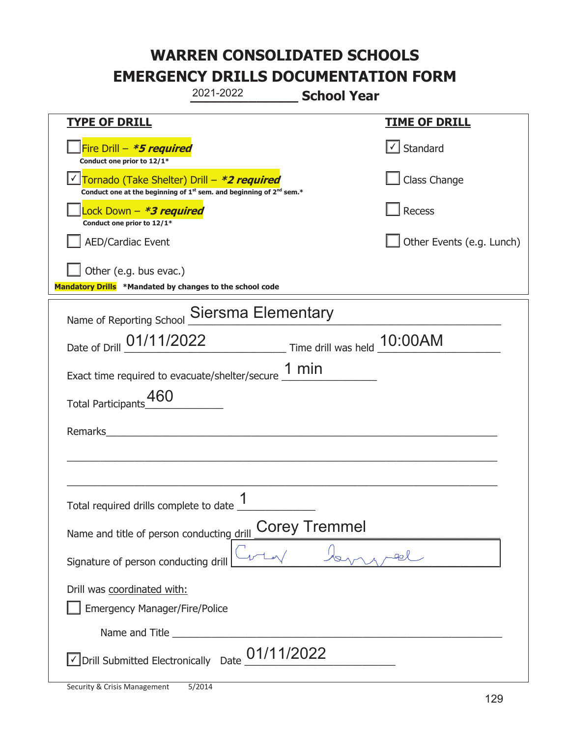# WARREN CONSOLIDATED SCHOOLS
# EMERGENCY DRILLS DOCUMENTATION FORM

2021-2022 **School Year**

| **TYPE OF DRILL** | **TIME OF DRILL** |
|---|---|
| ☐ Fire Drill – ***5 required*** <br> **Conduct one prior to 12/1*** | ☑ Standard |
| ☑ Tornado (Take Shelter) Drill – ***2 required*** <br> **Conduct one at the beginning of 1st sem. and beginning of 2nd sem.*** | ☐ Class Change |
| ☐ Lock Down – ***3 required*** <br> **Conduct one prior to 12/1*** | ☐ Recess |
| ☐ AED/Cardiac Event | ☐ Other Events (e.g. Lunch) |
| ☐ Other (e.g. bus evac.) | |

**Mandatory Drills** ***Mandated by changes to the school code**

Name of Reporting School: Siersma Elementary

Date of Drill: 01/11/2022 Time drill was held: 10:00AM

Exact time required to evacuate/shelter/secure: 1 min

Total Participants: 460

Remarks: ______________________________

Total required drills complete to date: 1

Name and title of person conducting drill: Corey Tremmel

Signature of person conducting drill: [signature]

Drill was coordinated with:

☐ Emergency Manager/Fire/Police

Name and Title ______________________________

☑ Drill Submitted Electronically Date: 01/11/2022

Security & Crisis Management 5/2014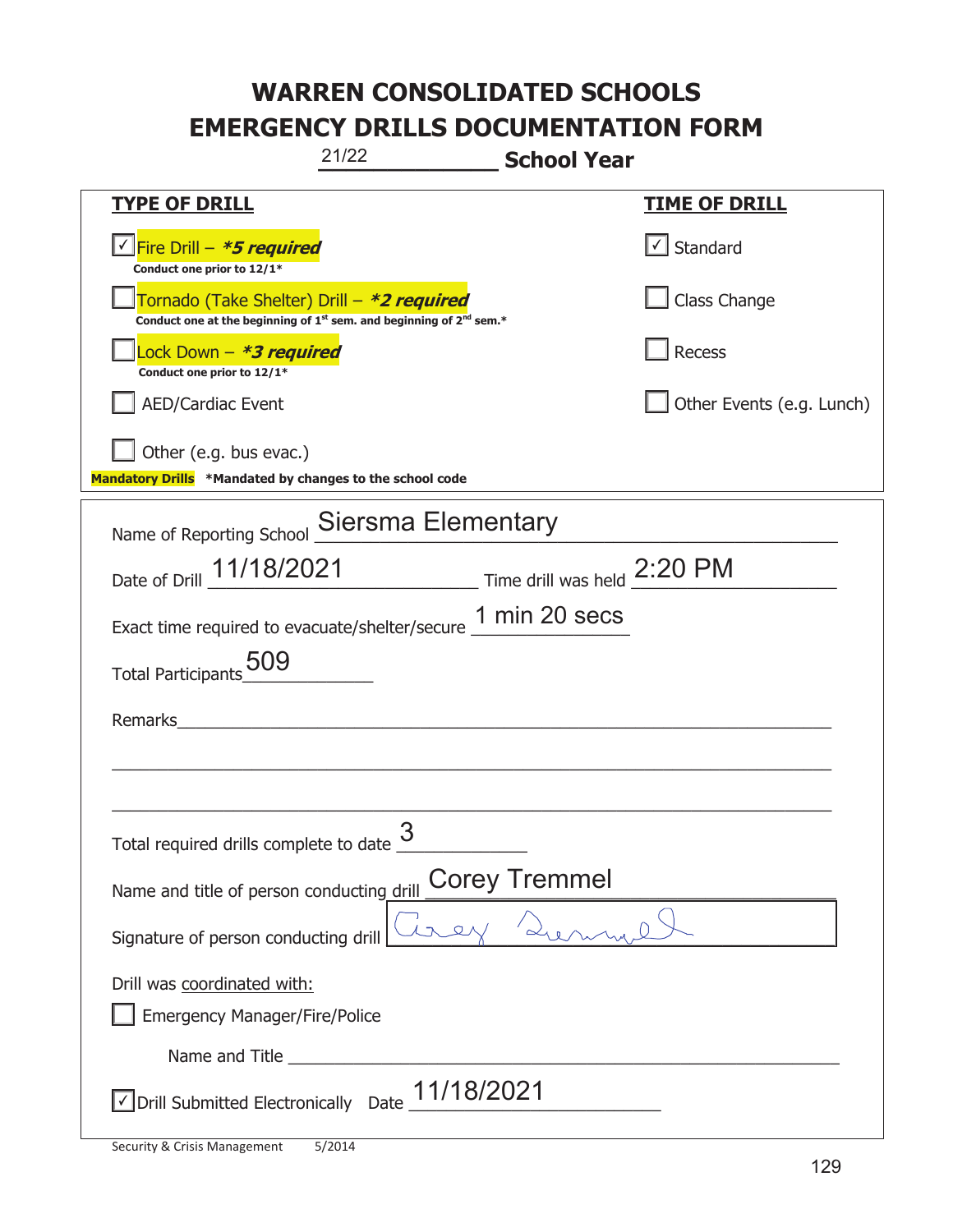# WARREN CONSOLIDATED SCHOOLS
# EMERGENCY DRILLS DOCUMENTATION FORM

21/22 **School Year**

| **TYPE OF DRILL** | **TIME OF DRILL** |
|---|---|
| ☑ Fire Drill – ***5 required*** <br> **Conduct one prior to 12/1*** | ☑ Standard |
| ☐ Tornado (Take Shelter) Drill – ***2 required*** <br> **Conduct one at the beginning of 1st sem. and beginning of 2nd sem.*** | ☐ Class Change |
| ☐ Lock Down – ***3 required*** <br> **Conduct one prior to 12/1*** | ☐ Recess |
| ☐ AED/Cardiac Event | ☐ Other Events (e.g. Lunch) |
| ☐ Other (e.g. bus evac.) | |

**Mandatory Drills** **\*Mandated by changes to the school code**

Name of Reporting School: Siersma Elementary

Date of Drill: 11/18/2021 Time drill was held: 2:20 PM

Exact time required to evacuate/shelter/secure: 1 min 20 secs

Total Participants: 509

Remarks: ______________________________________________

Total required drills complete to date: 3

Name and title of person conducting drill: Corey Tremmel

Signature of person conducting drill: Corey Tremmel

Drill was coordinated with:

☐ Emergency Manager/Fire/Police

Name and Title ______________________________________________

☑ Drill Submitted Electronically Date 11/18/2021

Security & Crisis Management 5/2014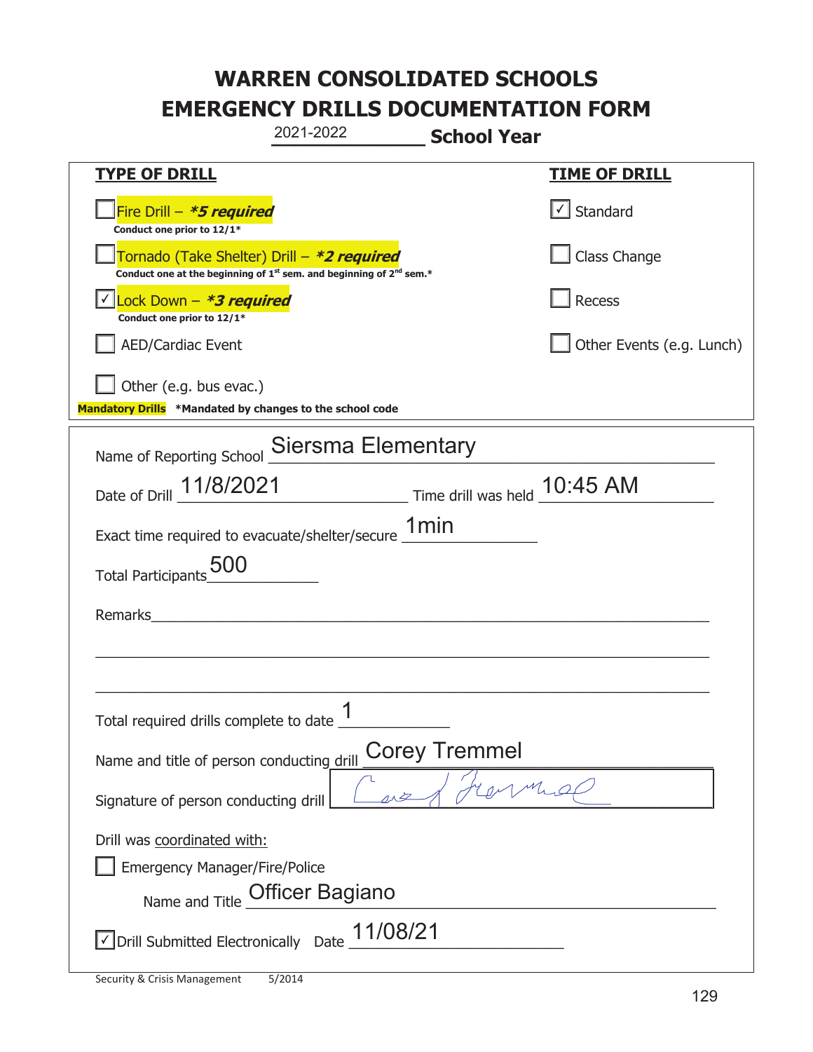# WARREN CONSOLIDATED SCHOOLS
# EMERGENCY DRILLS DOCUMENTATION FORM

2021-2022 **School Year**

| **TYPE OF DRILL** | **TIME OF DRILL** |
|---|---|
| ☐ Fire Drill – ***5 required*** <br> **Conduct one prior to 12/1*** | ☑ Standard |
| ☐ Tornado (Take Shelter) Drill – ***2 required*** <br> **Conduct one at the beginning of 1st sem. and beginning of 2nd sem.*** | ☐ Class Change |
| ☑ Lock Down – ***3 required*** <br> **Conduct one prior to 12/1*** | ☐ Recess |
| ☐ AED/Cardiac Event | ☐ Other Events (e.g. Lunch) |
| ☐ Other (e.g. bus evac.) | |

**Mandatory Drills** **\*Mandated by changes to the school code**

Name of Reporting School: Siersma Elementary

Date of Drill: 11/8/2021 Time drill was held: 10:45 AM

Exact time required to evacuate/shelter/secure: 1min

Total Participants: 500

Remarks: ______________________

Total required drills complete to date: 1

Name and title of person conducting drill: Corey Tremmel

Signature of person conducting drill: [signature]

Drill was coordinated with:

☐ Emergency Manager/Fire/Police

Name and Title: Officer Bagiano

☑ Drill Submitted Electronically Date: 11/08/21

Security & Crisis Management 5/2014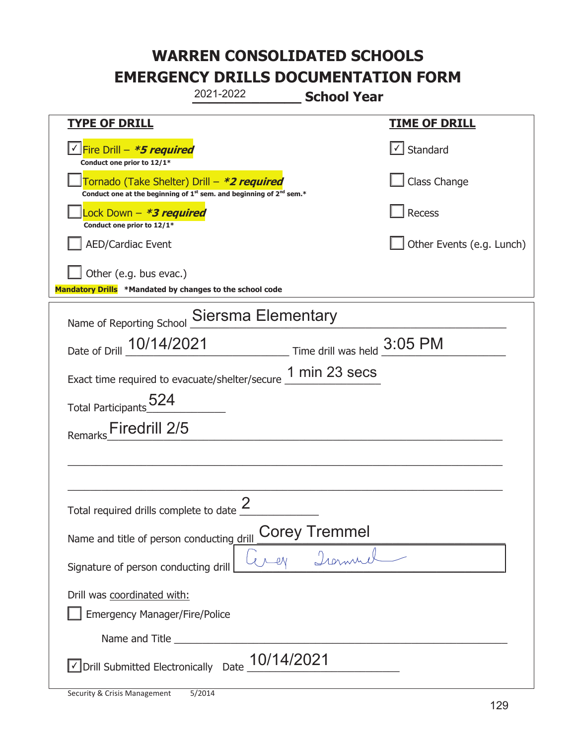# WARREN CONSOLIDATED SCHOOLS
# EMERGENCY DRILLS DOCUMENTATION FORM

2021-2022 **School Year**

| **TYPE OF DRILL** | **TIME OF DRILL** |
|---|---|
| ☑ Fire Drill – ***5 required**<br>**Conduct one prior to 12/1*** | ☑ Standard |
| ☐ Tornado (Take Shelter) Drill – ***2 required**<br>**Conduct one at the beginning of 1st sem. and beginning of 2nd sem.*** | ☐ Class Change |
| ☐ Lock Down – ***3 required**<br>**Conduct one prior to 12/1*** | ☐ Recess |
| ☐ AED/Cardiac Event | ☐ Other Events (e.g. Lunch) |
| ☐ Other (e.g. bus evac.) | |

**Mandatory Drills** ***Mandated by changes to the school code**

Name of Reporting School: Siersma Elementary

Date of Drill: 10/14/2021 Time drill was held: 3:05 PM

Exact time required to evacuate/shelter/secure: 1 min 23 secs

Total Participants: 524

Remarks: Firedrill 2/5

Total required drills complete to date: 2

Name and title of person conducting drill: Corey Tremmel

Signature of person conducting drill: [signature]

Drill was coordinated with:

☐ Emergency Manager/Fire/Police

Name and Title: ______

☑ Drill Submitted Electronically Date: 10/14/2021

Security & Crisis Management 5/2014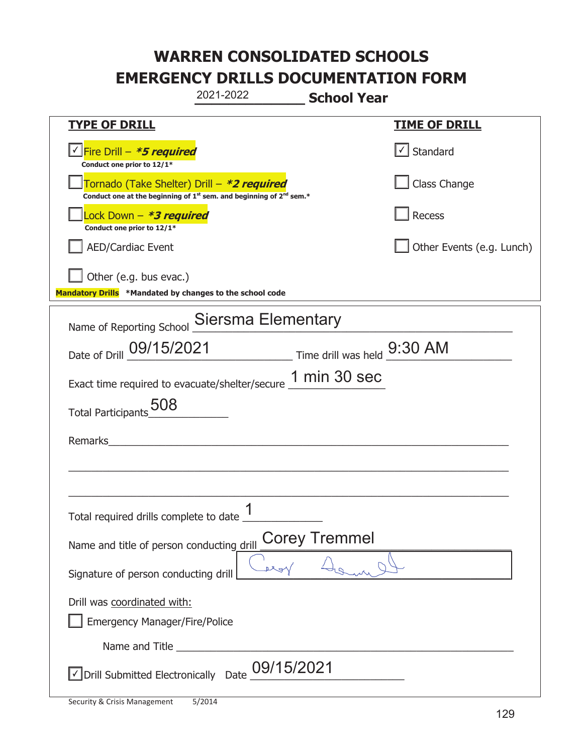# WARREN CONSOLIDATED SCHOOLS
# EMERGENCY DRILLS DOCUMENTATION FORM

2021-2022 **School Year**

| TYPE OF DRILL | TIME OF DRILL |
|---|---|
| ☑ Fire Drill – ***5 required*** Conduct one prior to 12/1* | ☑ Standard |
| ☐ Tornado (Take Shelter) Drill – ***2 required*** Conduct one at the beginning of 1st sem. and beginning of 2nd sem.* | ☐ Class Change |
| ☐ Lock Down – ***3 required*** Conduct one prior to 12/1* | ☐ Recess |
| ☐ AED/Cardiac Event | ☐ Other Events (e.g. Lunch) |
| ☐ Other (e.g. bus evac.) | |

**Mandatory Drills** ***Mandated by changes to the school code**

Name of Reporting School: Siersma Elementary

Date of Drill: 09/15/2021 Time drill was held: 9:30 AM

Exact time required to evacuate/shelter/secure: 1 min 30 sec

Total Participants: 508

Remarks: ______________________________

Total required drills complete to date: 1

Name and title of person conducting drill: Corey Tremmel

Signature of person conducting drill: [signature]

Drill was coordinated with:

☐ Emergency Manager/Fire/Police

Name and Title ______________________________

☑ Drill Submitted Electronically Date 09/15/2021

Security & Crisis Management 5/2014